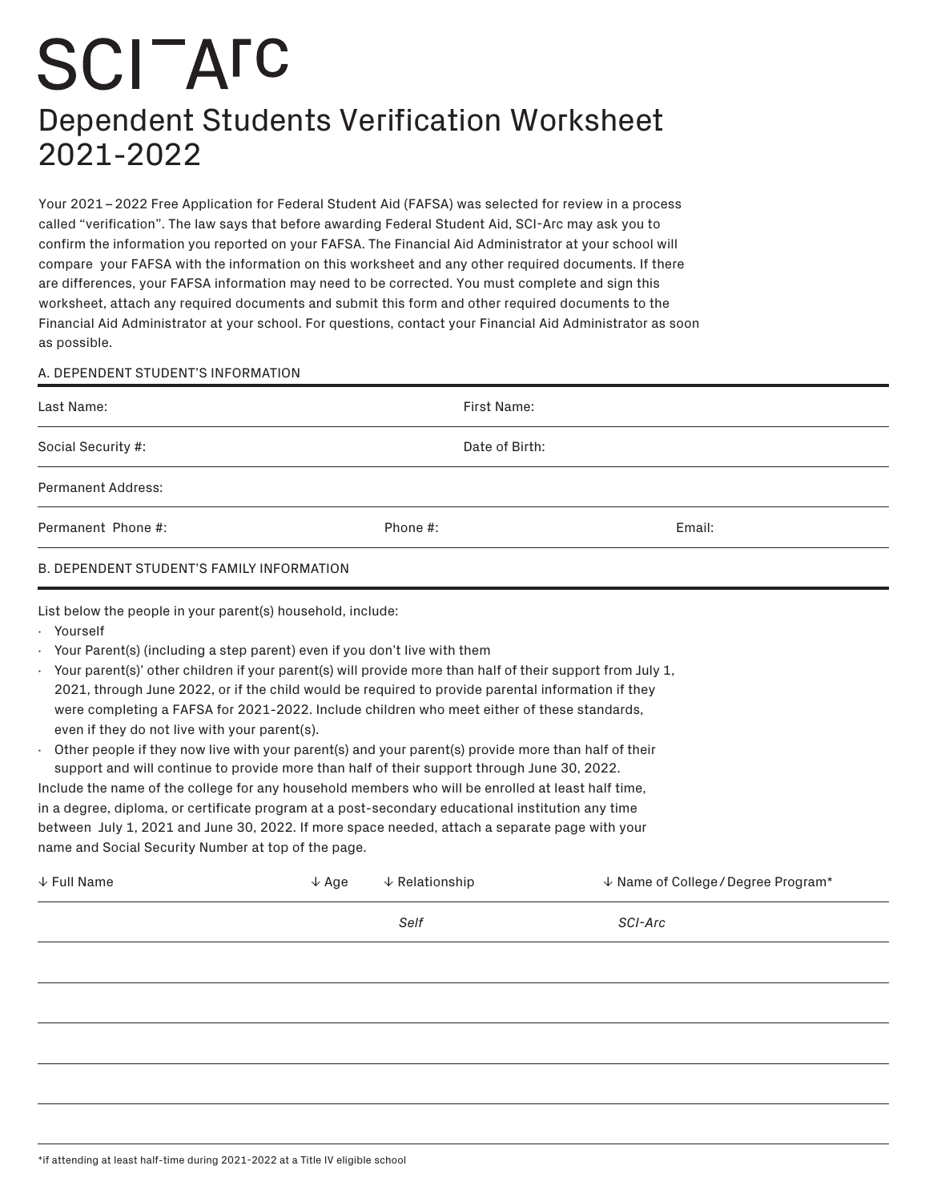# SCI-Arc

## Dependent Students Verification Worksheet 2021-2022

Your 2021 – 2022 Free Application for Federal Student Aid (FAFSA) was selected for review in a process called "verification". The law says that before awarding Federal Student Aid, SCI-Arc may ask you to confirm the information you reported on your FAFSA. The Financial Aid Administrator at your school will compare your FAFSA with the information on this worksheet and any other required documents. If there are differences, your FAFSA information may need to be corrected. You must complete and sign this worksheet, attach any required documents and submit this form and other required documents to the Financial Aid Administrator at your school. For questions, contact your Financial Aid Administrator as soon as possible.

### A. DEPENDENT STUDENT'S INFORMATION

Last Name: First Name:

Social Security #: Date of Birth:

Permanent Address:

Permanent Phone #: Phone #: Email:

### B. DEPENDENT STUDENT'S FAMILY INFORMATION

List below the people in your parent(s) household, include:

- Yourself
- Your Parent(s) (including a step parent) even if you don't live with them
- Your parent(s)' other children if your parent(s) will provide more than half of their support from July 1, 2021, through June 2022, or if the child would be required to provide parental information if they were completing a FAFSA for 2021-2022. Include children who meet either of these standards, even if they do not live with your parent(s).
- Other people if they now live with your parent(s) and your parent(s) provide more than half of their support and will continue to provide more than half of their support through June 30, 2022.

Include the name of the college for any household members who will be enrolled at least half time, in a degree, diploma, or certificate program at a post-secondary educational institution any time between July 1, 2021 and June 30, 2022. If more space needed, attach a separate page with your name and Social Security Number at top of the page.

| ↓ Full Name | ↓ Age | ↓ Relationship | ↓ Name of College / Degree Program* |
|---|---|---|---|
| | | *Self* | *SCI-Arc* |
| | | | |
| | | | |
| | | | |
| | | | |
| | | | |

*if attending at least half-time during 2021-2022 at a Title IV eligible school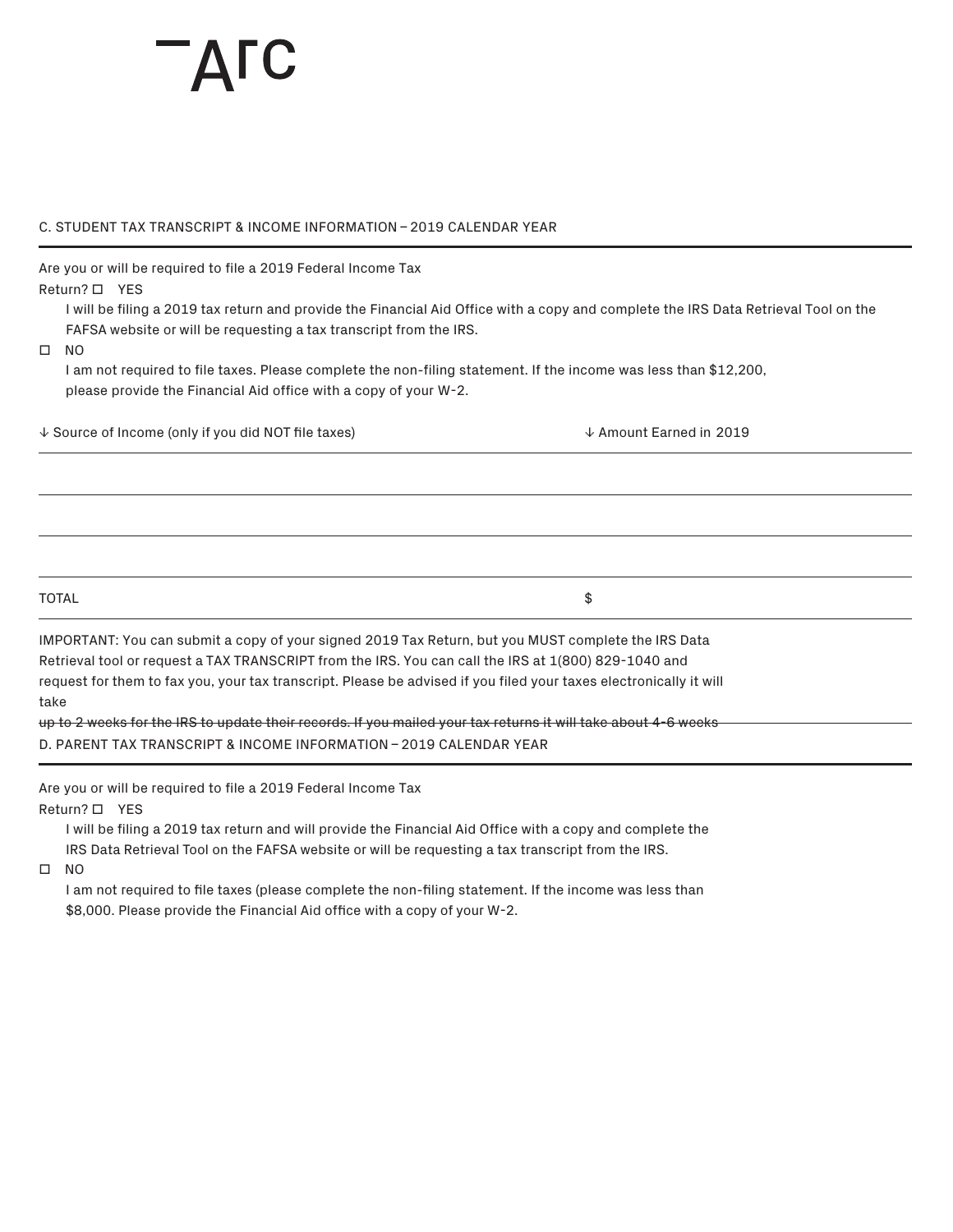Arc

## C. STUDENT TAX TRANSCRIPT & INCOME INFORMATION – 2019 CALENDAR YEAR

Are you or will be required to file a 2019 Federal Income Tax Return?

☐ YES

I will be filing a 2019 tax return and provide the Financial Aid Office with a copy and complete the IRS Data Retrieval Tool on the FAFSA website or will be requesting a tax transcript from the IRS.

☐ NO

I am not required to file taxes. Please complete the non-filing statement. If the income was less than $12,200, please provide the Financial Aid office with a copy of your W-2.

| ↓ Source of Income (only if you did NOT file taxes) | ↓ Amount Earned in 2019 |
| --- | --- |
| | |
| | |
| | |
| TOTAL | $ |

IMPORTANT: You can submit a copy of your signed 2019 Tax Return, but you MUST complete the IRS Data Retrieval tool or request a TAX TRANSCRIPT from the IRS. You can call the IRS at 1(800) 829-1040 and request for them to fax you, your tax transcript. Please be advised if you filed your taxes electronically it will take up to 2 weeks for the IRS to update their records. If you mailed your tax returns it will take about 4-6 weeks

## D. PARENT TAX TRANSCRIPT & INCOME INFORMATION – 2019 CALENDAR YEAR

Are you or will be required to file a 2019 Federal Income Tax Return?

☐ YES

I will be filing a 2019 tax return and will provide the Financial Aid Office with a copy and complete the IRS Data Retrieval Tool on the FAFSA website or will be requesting a tax transcript from the IRS.

☐ NO

I am not required to file taxes (please complete the non-filing statement. If the income was less than $8,000. Please provide the Financial Aid office with a copy of your W-2.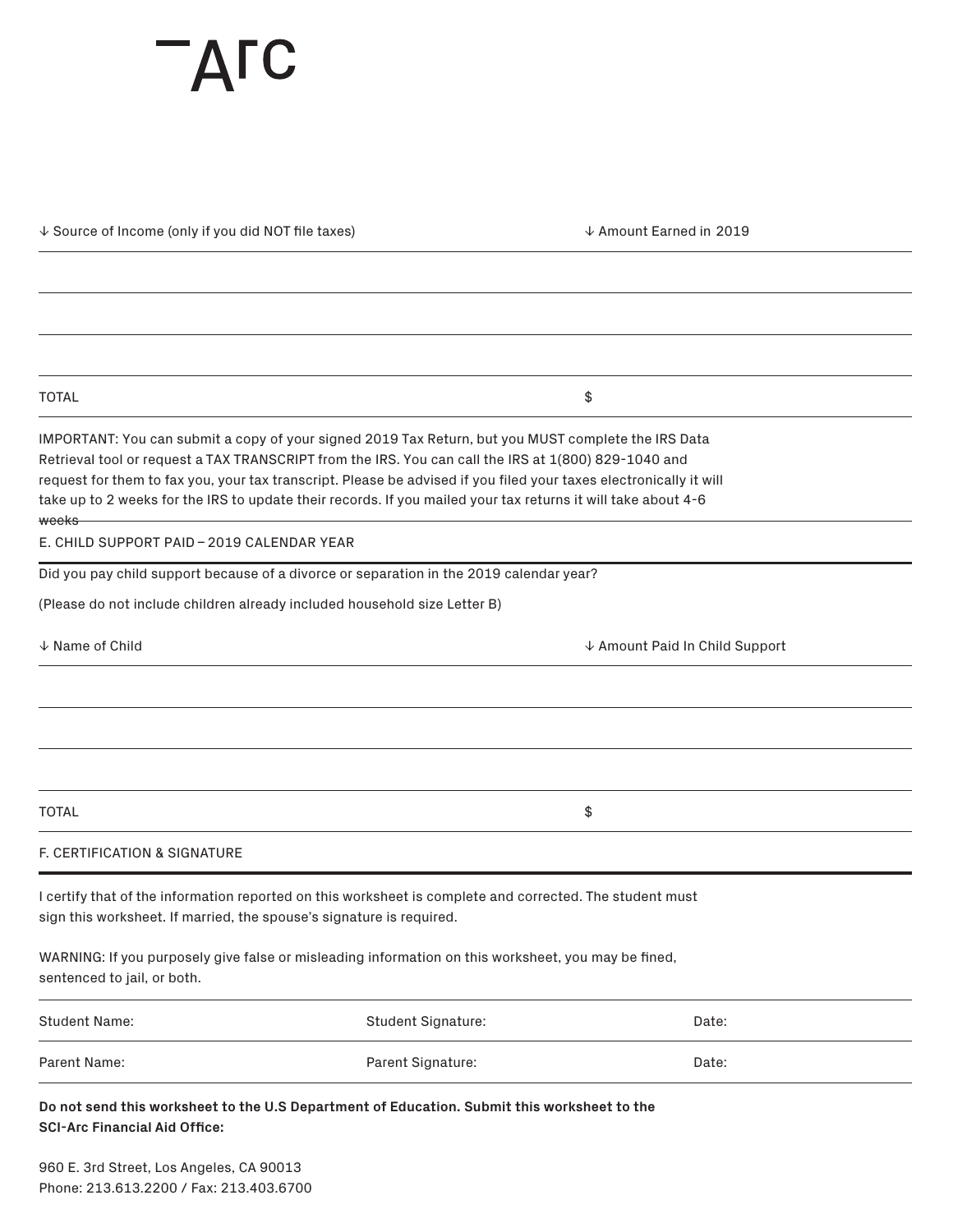| ↓ Source of Income (only if you did NOT file taxes) | ↓ Amount Earned in 2019 |
| --- | --- |
| | |
| | |
| | |
| TOTAL | $ |

IMPORTANT: You can submit a copy of your signed 2019 Tax Return, but you MUST complete the IRS Data Retrieval tool or request a TAX TRANSCRIPT from the IRS. You can call the IRS at 1(800) 829-1040 and request for them to fax you, your tax transcript. Please be advised if you filed your taxes electronically it will take up to 2 weeks for the IRS to update their records. If you mailed your tax returns it will take about 4-6 weeks

## E. CHILD SUPPORT PAID – 2019 CALENDAR YEAR

Did you pay child support because of a divorce or separation in the 2019 calendar year?

(Please do not include children already included household size Letter B)

| ↓ Name of Child | ↓ Amount Paid In Child Support |
| --- | --- |
| | |
| | |
| | |
| TOTAL | $ |

## F. CERTIFICATION & SIGNATURE

I certify that of the information reported on this worksheet is complete and corrected. The student must sign this worksheet. If married, the spouse's signature is required.

WARNING: If you purposely give false or misleading information on this worksheet, you may be fined, sentenced to jail, or both.

| | | |
| --- | --- | --- |
| Student Name: | Student Signature: | Date: |
| Parent Name: | Parent Signature: | Date: |

**Do not send this worksheet to the U.S Department of Education. Submit this worksheet to the SCI-Arc Financial Aid Office:**

960 E. 3rd Street, Los Angeles, CA 90013
Phone: 213.613.2200 / Fax: 213.403.6700